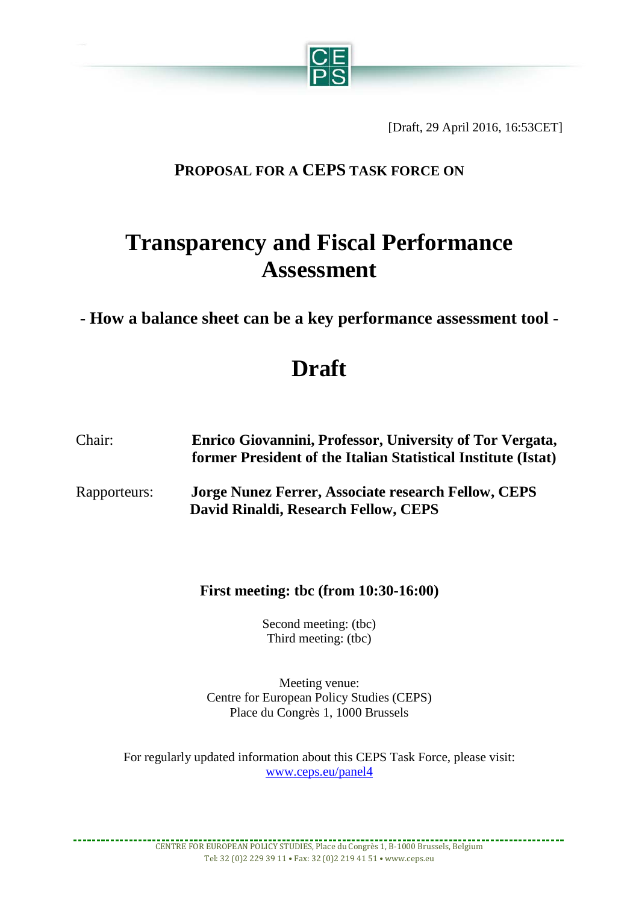[Draft, 29 April 2016, 16:53CET]

**PROPOSAL FOR A CEPS TASK FORCE ON**

# Transparency and Fiscal Performance Assessment

## - How a balance sheet can be a key performance assessment tool -

# Draft

Chair: **Enrico Giovannini, Professor, University of Tor Vergata, former President of the Italian Statistical Institute (Istat)**

Rapporteurs: **Jorge Nunez Ferrer, Associate research Fellow, CEPS**
**David Rinaldi, Research Fellow, CEPS**

**First meeting: tbc (from 10:30-16:00)**

Second meeting: (tbc)
Third meeting: (tbc)

Meeting venue:
Centre for European Policy Studies (CEPS)
Place du Congrès 1, 1000 Brussels

For regularly updated information about this CEPS Task Force, please visit:
www.ceps.eu/panel4

CENTRE FOR EUROPEAN POLICY STUDIES, Place du Congrès 1, B-1000 Brussels, Belgium
Tel: 32 (0)2 229 39 11 • Fax: 32 (0)2 219 41 51 • www.ceps.eu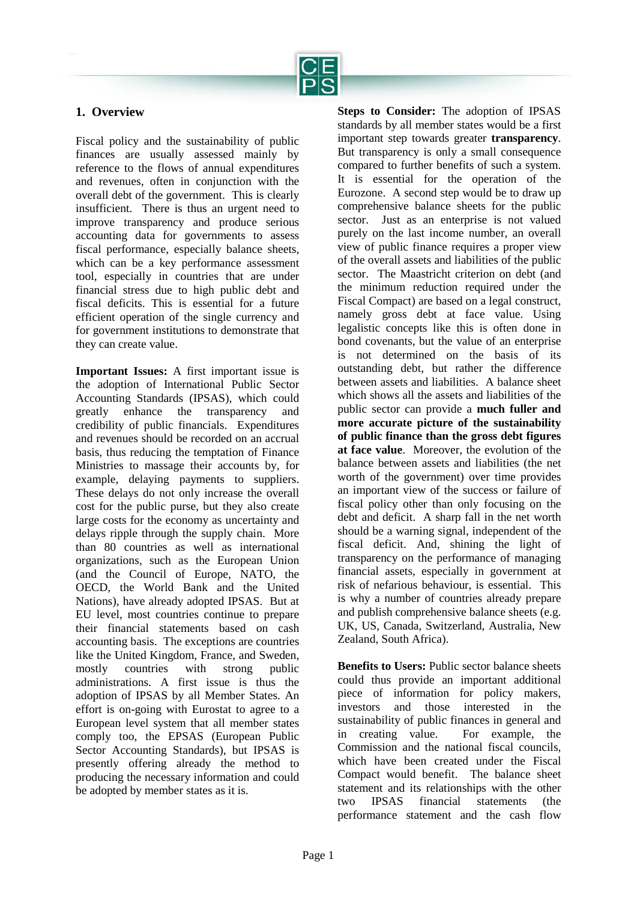## 1. Overview

Fiscal policy and the sustainability of public finances are usually assessed mainly by reference to the flows of annual expenditures and revenues, often in conjunction with the overall debt of the government. This is clearly insufficient. There is thus an urgent need to improve transparency and produce serious accounting data for governments to assess fiscal performance, especially balance sheets, which can be a key performance assessment tool, especially in countries that are under financial stress due to high public debt and fiscal deficits. This is essential for a future efficient operation of the single currency and for government institutions to demonstrate that they can create value.

**Important Issues:** A first important issue is the adoption of International Public Sector Accounting Standards (IPSAS), which could greatly enhance the transparency and credibility of public financials. Expenditures and revenues should be recorded on an accrual basis, thus reducing the temptation of Finance Ministries to massage their accounts by, for example, delaying payments to suppliers. These delays do not only increase the overall cost for the public purse, but they also create large costs for the economy as uncertainty and delays ripple through the supply chain. More than 80 countries as well as international organizations, such as the European Union (and the Council of Europe, NATO, the OECD, the World Bank and the United Nations), have already adopted IPSAS. But at EU level, most countries continue to prepare their financial statements based on cash accounting basis. The exceptions are countries like the United Kingdom, France, and Sweden, mostly countries with strong public administrations. A first issue is thus the adoption of IPSAS by all Member States. An effort is on-going with Eurostat to agree to a European level system that all member states comply too, the EPSAS (European Public Sector Accounting Standards), but IPSAS is presently offering already the method to producing the necessary information and could be adopted by member states as it is.

**Steps to Consider:** The adoption of IPSAS standards by all member states would be a first important step towards greater **transparency**. But transparency is only a small consequence compared to further benefits of such a system. It is essential for the operation of the Eurozone. A second step would be to draw up comprehensive balance sheets for the public sector. Just as an enterprise is not valued purely on the last income number, an overall view of public finance requires a proper view of the overall assets and liabilities of the public sector. The Maastricht criterion on debt (and the minimum reduction required under the Fiscal Compact) are based on a legal construct, namely gross debt at face value. Using legalistic concepts like this is often done in bond covenants, but the value of an enterprise is not determined on the basis of its outstanding debt, but rather the difference between assets and liabilities. A balance sheet which shows all the assets and liabilities of the public sector can provide a **much fuller and more accurate picture of the sustainability of public finance than the gross debt figures at face value**. Moreover, the evolution of the balance between assets and liabilities (the net worth of the government) over time provides an important view of the success or failure of fiscal policy other than only focusing on the debt and deficit. A sharp fall in the net worth should be a warning signal, independent of the fiscal deficit. And, shining the light of transparency on the performance of managing financial assets, especially in government at risk of nefarious behaviour, is essential. This is why a number of countries already prepare and publish comprehensive balance sheets (e.g. UK, US, Canada, Switzerland, Australia, New Zealand, South Africa).

**Benefits to Users:** Public sector balance sheets could thus provide an important additional piece of information for policy makers, investors and those interested in the sustainability of public finances in general and in creating value. For example, the Commission and the national fiscal councils, which have been created under the Fiscal Compact would benefit. The balance sheet statement and its relationships with the other two IPSAS financial statements (the performance statement and the cash flow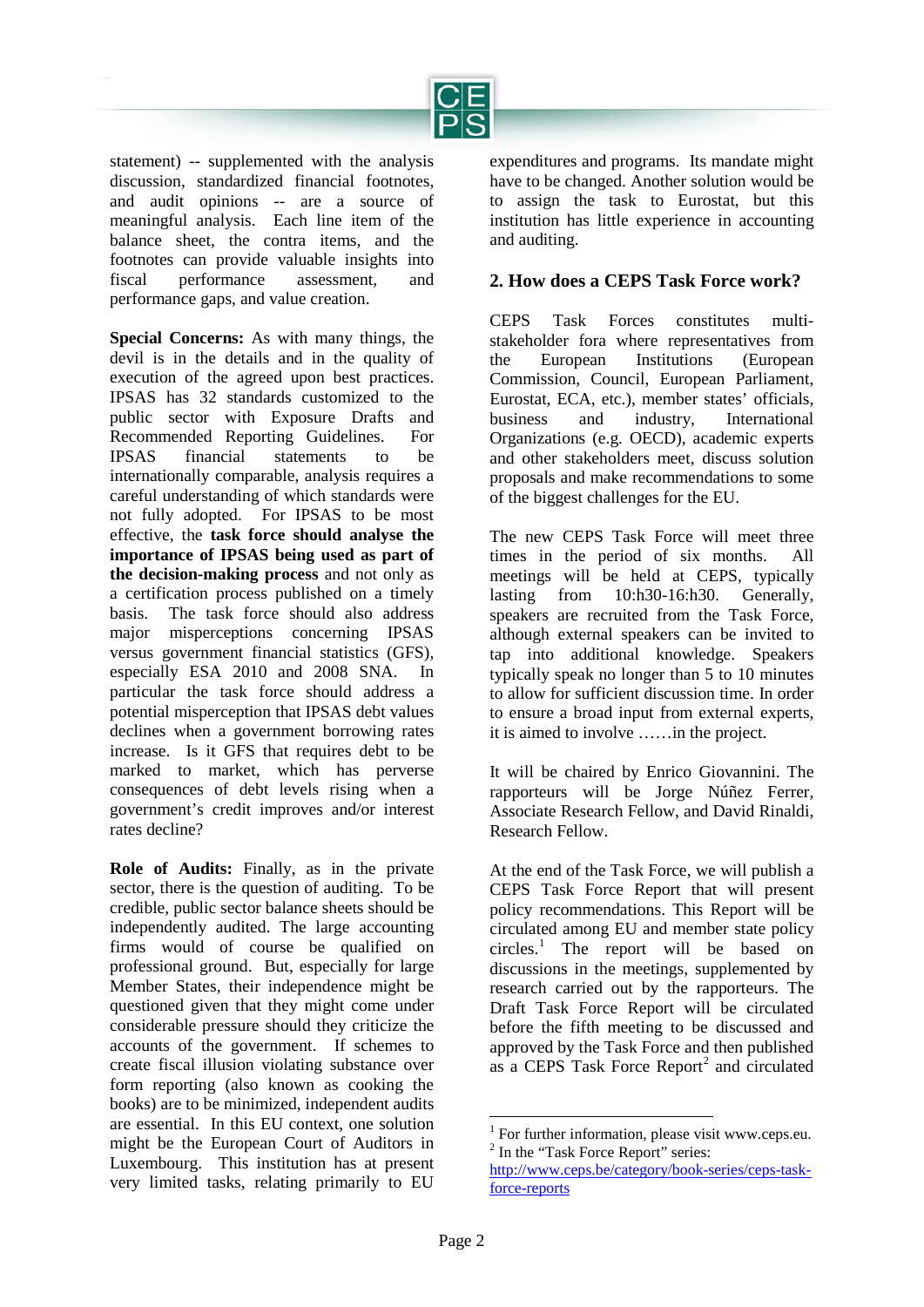statement) -- supplemented with the analysis discussion, standardized financial footnotes, and audit opinions -- are a source of meaningful analysis. Each line item of the balance sheet, the contra items, and the footnotes can provide valuable insights into fiscal performance assessment, and performance gaps, and value creation.

**Special Concerns:** As with many things, the devil is in the details and in the quality of execution of the agreed upon best practices. IPSAS has 32 standards customized to the public sector with Exposure Drafts and Recommended Reporting Guidelines. For IPSAS financial statements to be internationally comparable, analysis requires a careful understanding of which standards were not fully adopted. For IPSAS to be most effective, the **task force should analyse the importance of IPSAS being used as part of the decision-making process** and not only as a certification process published on a timely basis. The task force should also address major misperceptions concerning IPSAS versus government financial statistics (GFS), especially ESA 2010 and 2008 SNA. In particular the task force should address a potential misperception that IPSAS debt values declines when a government borrowing rates increase. Is it GFS that requires debt to be marked to market, which has perverse consequences of debt levels rising when a government's credit improves and/or interest rates decline?

**Role of Audits:** Finally, as in the private sector, there is the question of auditing. To be credible, public sector balance sheets should be independently audited. The large accounting firms would of course be qualified on professional ground. But, especially for large Member States, their independence might be questioned given that they might come under considerable pressure should they criticize the accounts of the government. If schemes to create fiscal illusion violating substance over form reporting (also known as cooking the books) are to be minimized, independent audits are essential. In this EU context, one solution might be the European Court of Auditors in Luxembourg. This institution has at present very limited tasks, relating primarily to EU expenditures and programs. Its mandate might have to be changed. Another solution would be to assign the task to Eurostat, but this institution has little experience in accounting and auditing.

## 2. How does a CEPS Task Force work?

CEPS Task Forces constitutes multi-stakeholder fora where representatives from the European Institutions (European Commission, Council, European Parliament, Eurostat, ECA, etc.), member states' officials, business and industry, International Organizations (e.g. OECD), academic experts and other stakeholders meet, discuss solution proposals and make recommendations to some of the biggest challenges for the EU.

The new CEPS Task Force will meet three times in the period of six months. All meetings will be held at CEPS, typically lasting from 10:h30-16:h30. Generally, speakers are recruited from the Task Force, although external speakers can be invited to tap into additional knowledge. Speakers typically speak no longer than 5 to 10 minutes to allow for sufficient discussion time. In order to ensure a broad input from external experts, it is aimed to involve ……in the project.

It will be chaired by Enrico Giovannini. The rapporteurs will be Jorge Núñez Ferrer, Associate Research Fellow, and David Rinaldi, Research Fellow.

At the end of the Task Force, we will publish a CEPS Task Force Report that will present policy recommendations. This Report will be circulated among EU and member state policy circles.[1] The report will be based on discussions in the meetings, supplemented by research carried out by the rapporteurs. The Draft Task Force Report will be circulated before the fifth meeting to be discussed and approved by the Task Force and then published as a CEPS Task Force Report[2] and circulated

---

[1] For further information, please visit www.ceps.eu.

[2] In the "Task Force Report" series: http://www.ceps.be/category/book-series/ceps-task-force-reports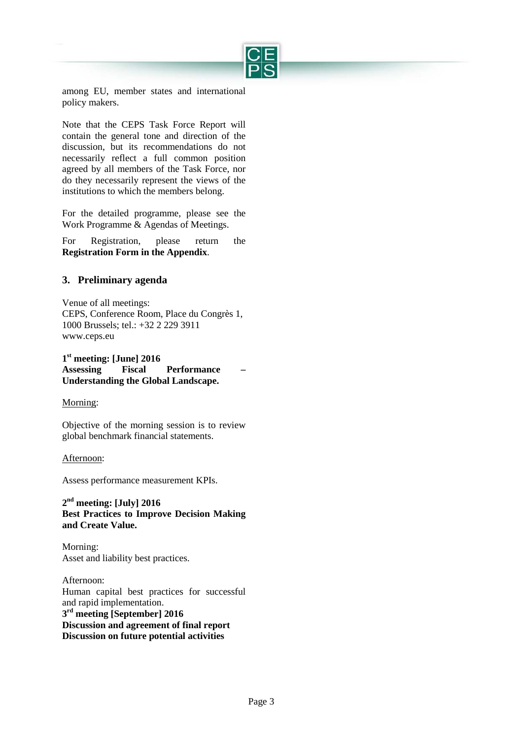among EU, member states and international policy makers.

Note that the CEPS Task Force Report will contain the general tone and direction of the discussion, but its recommendations do not necessarily reflect a full common position agreed by all members of the Task Force, nor do they necessarily represent the views of the institutions to which the members belong.

For the detailed programme, please see the Work Programme & Agendas of Meetings.

For Registration, please return the **Registration Form in the Appendix**.

## 3. Preliminary agenda

Venue of all meetings:
CEPS, Conference Room, Place du Congrès 1, 1000 Brussels; tel.: +32 2 229 3911
www.ceps.eu

**1st meeting: [June] 2016**
**Assessing Fiscal Performance – Understanding the Global Landscape.**

Morning:

Objective of the morning session is to review global benchmark financial statements.

Afternoon:

Assess performance measurement KPIs.

**2nd meeting: [July] 2016**
**Best Practices to Improve Decision Making and Create Value.**

Morning:
Asset and liability best practices.

Afternoon:
Human capital best practices for successful and rapid implementation.

**3rd meeting [September] 2016**
**Discussion and agreement of final report**
**Discussion on future potential activities**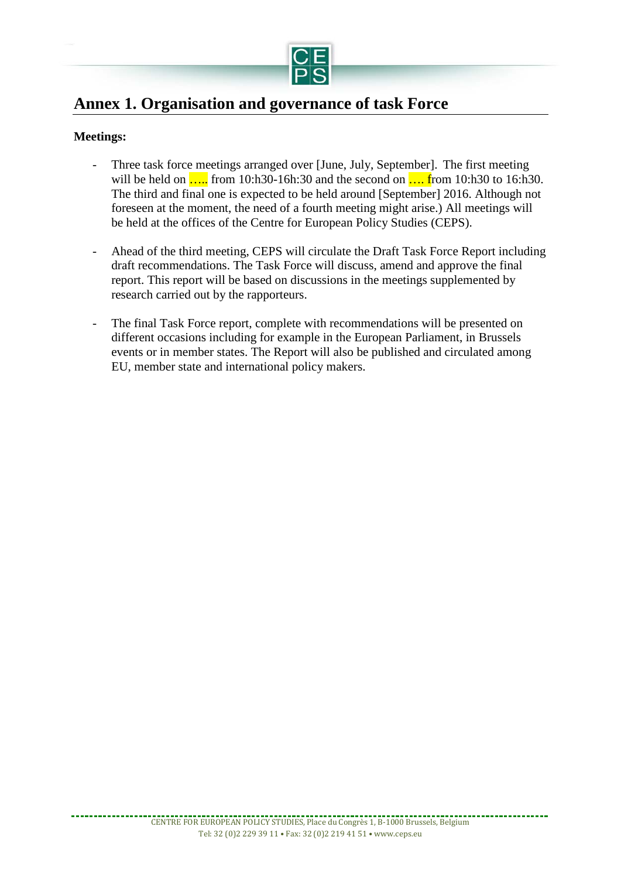# Annex 1. Organisation and governance of task Force

**Meetings:**

- Three task force meetings arranged over [June, July, September]. The first meeting will be held on ….. from 10:h30-16h:30 and the second on …. from 10:h30 to 16:h30. The third and final one is expected to be held around [September] 2016. Although not foreseen at the moment, the need of a fourth meeting might arise.) All meetings will be held at the offices of the Centre for European Policy Studies (CEPS).

- Ahead of the third meeting, CEPS will circulate the Draft Task Force Report including draft recommendations. The Task Force will discuss, amend and approve the final report. This report will be based on discussions in the meetings supplemented by research carried out by the rapporteurs.

- The final Task Force report, complete with recommendations will be presented on different occasions including for example in the European Parliament, in Brussels events or in member states. The Report will also be published and circulated among EU, member state and international policy makers.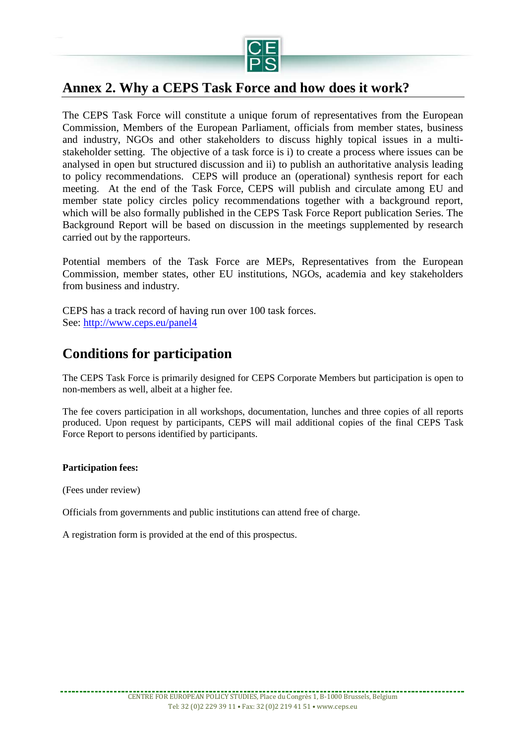## Annex 2. Why a CEPS Task Force and how does it work?

The CEPS Task Force will constitute a unique forum of representatives from the European Commission, Members of the European Parliament, officials from member states, business and industry, NGOs and other stakeholders to discuss highly topical issues in a multi-stakeholder setting. The objective of a task force is i) to create a process where issues can be analysed in open but structured discussion and ii) to publish an authoritative analysis leading to policy recommendations. CEPS will produce an (operational) synthesis report for each meeting. At the end of the Task Force, CEPS will publish and circulate among EU and member state policy circles policy recommendations together with a background report, which will be also formally published in the CEPS Task Force Report publication Series. The Background Report will be based on discussion in the meetings supplemented by research carried out by the rapporteurs.

Potential members of the Task Force are MEPs, Representatives from the European Commission, member states, other EU institutions, NGOs, academia and key stakeholders from business and industry.

CEPS has a track record of having run over 100 task forces.
See: http://www.ceps.eu/panel4

## Conditions for participation

The CEPS Task Force is primarily designed for CEPS Corporate Members but participation is open to non-members as well, albeit at a higher fee.

The fee covers participation in all workshops, documentation, lunches and three copies of all reports produced. Upon request by participants, CEPS will mail additional copies of the final CEPS Task Force Report to persons identified by participants.

**Participation fees:**

(Fees under review)

Officials from governments and public institutions can attend free of charge.

A registration form is provided at the end of this prospectus.